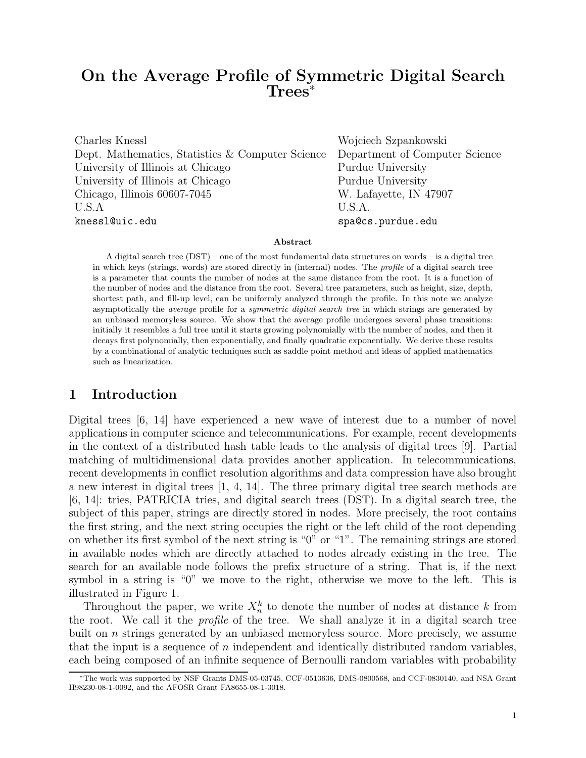# On the Average Profile of Symmetric Digital Search Trees*

Charles Knessl
Dept. Mathematics, Statistics & Computer Science
University of Illinois at Chicago
University of Illinois at Chicago
Chicago, Illinois 60607-7045
U.S.A
knessl@uic.edu

Wojciech Szpankowski
Department of Computer Science
Purdue University
Purdue University
W. Lafayette, IN 47907
U.S.A.
spa@cs.purdue.edu

**Abstract**

A digital search tree (DST) – one of the most fundamental data structures on words – is a digital tree in which keys (strings, words) are stored directly in (internal) nodes. The *profile* of a digital search tree is a parameter that counts the number of nodes at the same distance from the root. It is a function of the number of nodes and the distance from the root. Several tree parameters, such as height, size, depth, shortest path, and fill-up level, can be uniformly analyzed through the profile. In this note we analyze asymptotically the *average* profile for a *symmetric digital search tree* in which strings are generated by an unbiased memoryless source. We show that the average profile undergoes several phase transitions: initially it resembles a full tree until it starts growing polynomially with the number of nodes, and then it decays first polynomially, then exponentially, and finally quadratic exponentially. We derive these results by a combinational of analytic techniques such as saddle point method and ideas of applied mathematics such as linearization.

## 1 Introduction

Digital trees [6, 14] have experienced a new wave of interest due to a number of novel applications in computer science and telecommunications. For example, recent developments in the context of a distributed hash table leads to the analysis of digital trees [9]. Partial matching of multidimensional data provides another application. In telecommunications, recent developments in conflict resolution algorithms and data compression have also brought a new interest in digital trees [1, 4, 14]. The three primary digital tree search methods are [6, 14]: tries, PATRICIA tries, and digital search trees (DST). In a digital search tree, the subject of this paper, strings are directly stored in nodes. More precisely, the root contains the first string, and the next string occupies the right or the left child of the root depending on whether its first symbol of the next string is "0" or "1". The remaining strings are stored in available nodes which are directly attached to nodes already existing in the tree. The search for an available node follows the prefix structure of a string. That is, if the next symbol in a string is "0" we move to the right, otherwise we move to the left. This is illustrated in Figure 1.

Throughout the paper, we write $X_n^k$ to denote the number of nodes at distance $k$ from the root. We call it the *profile* of the tree. We shall analyze it in a digital search tree built on $n$ strings generated by an unbiased memoryless source. More precisely, we assume that the input is a sequence of $n$ independent and identically distributed random variables, each being composed of an infinite sequence of Bernoulli random variables with probability

*The work was supported by NSF Grants DMS-05-03745, CCF-0513636, DMS-0800568, and CCF-0830140, and NSA Grant H98230-08-1-0092, and the AFOSR Grant FA8655-08-1-3018.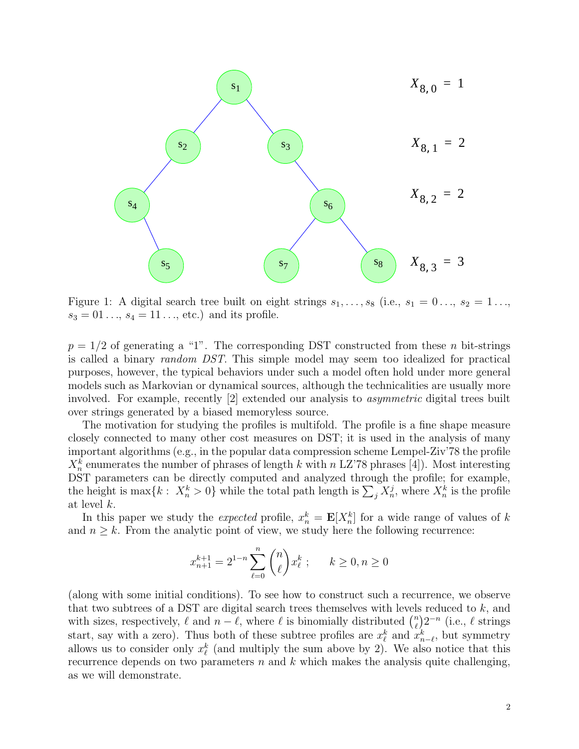Figure 1: A digital search tree built on eight strings $s_1, \ldots, s_8$ (i.e., $s_1 = 0\ldots$, $s_2 = 1\ldots$, $s_3 = 01\ldots$, $s_4 = 11\ldots$, etc.) and its profile.

$p = 1/2$ of generating a "1". The corresponding DST constructed from these $n$ bit-strings is called a binary *random DST*. This simple model may seem too idealized for practical purposes, however, the typical behaviors under such a model often hold under more general models such as Markovian or dynamical sources, although the technicalities are usually more involved. For example, recently [2] extended our analysis to *asymmetric* digital trees built over strings generated by a biased memoryless source.

The motivation for studying the profiles is multifold. The profile is a fine shape measure closely connected to many other cost measures on DST; it is used in the analysis of many important algorithms (e.g., in the popular data compression scheme Lempel-Ziv'78 the profile $X_n^k$ enumerates the number of phrases of length $k$ with $n$ LZ'78 phrases [4]). Most interesting DST parameters can be directly computed and analyzed through the profile; for example, the height is $\max\{k : X_n^k > 0\}$ while the total path length is $\sum_j X_n^j$, where $X_n^k$ is the profile at level $k$.

In this paper we study the *expected* profile, $x_n^k = \mathbf{E}[X_n^k]$ for a wide range of values of $k$ and $n \geq k$. From the analytic point of view, we study here the following recurrence:

$$x_{n+1}^{k+1} = 2^{1-n} \sum_{\ell=0}^{n} \binom{n}{\ell} x_\ell^k \; ; \qquad k \geq 0, n \geq 0$$

(along with some initial conditions). To see how to construct such a recurrence, we observe that two subtrees of a DST are digital search trees themselves with levels reduced to $k$, and with sizes, respectively, $\ell$ and $n - \ell$, where $\ell$ is binomially distributed $\binom{n}{\ell} 2^{-n}$ (i.e., $\ell$ strings start, say with a zero). Thus both of these subtree profiles are $x_\ell^k$ and $x_{n-\ell}^k$, but symmetry allows us to consider only $x_\ell^k$ (and multiply the sum above by 2). We also notice that this recurrence depends on two parameters $n$ and $k$ which makes the analysis quite challenging, as we will demonstrate.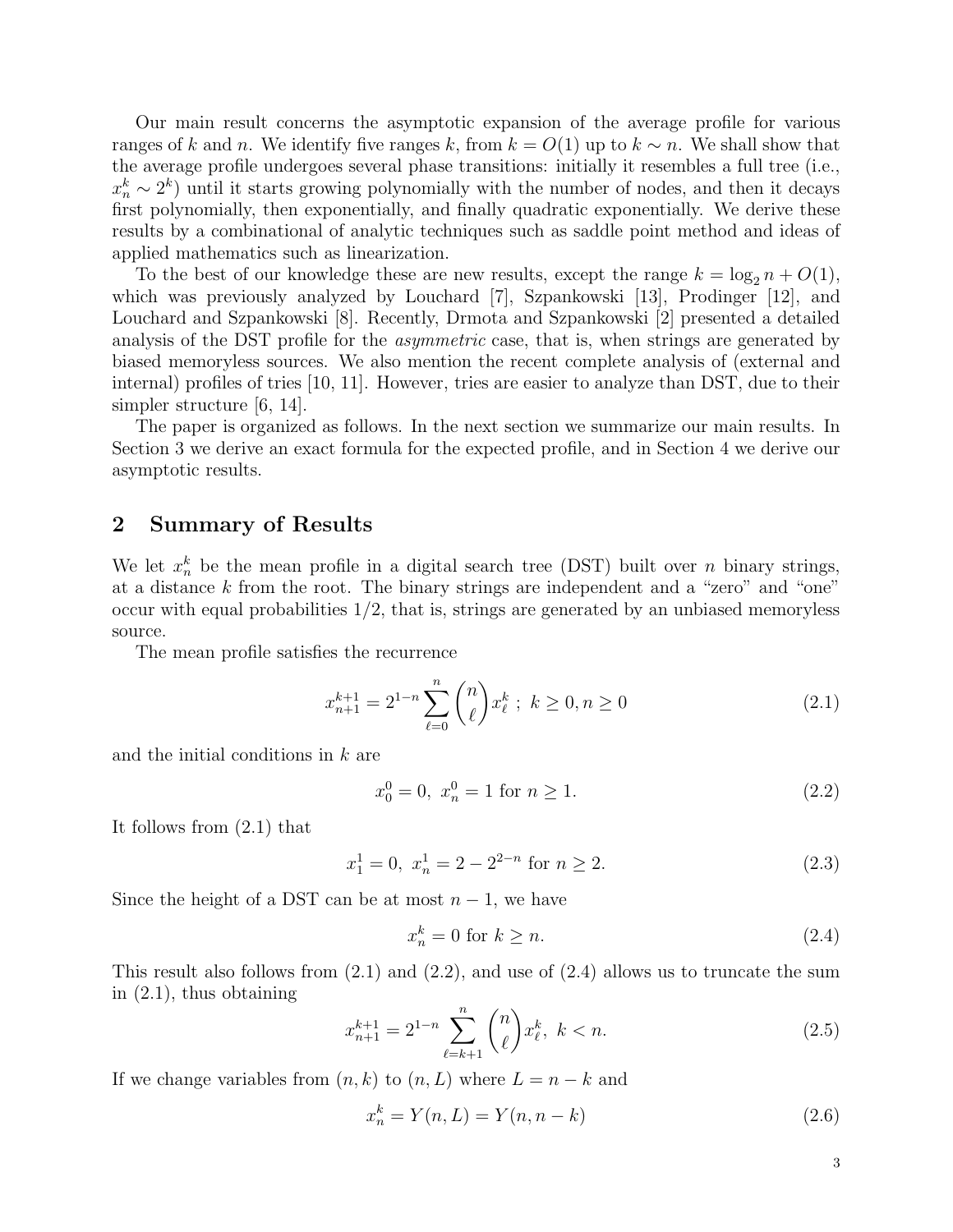Our main result concerns the asymptotic expansion of the average profile for various ranges of $k$ and $n$. We identify five ranges $k$, from $k = O(1)$ up to $k \sim n$. We shall show that the average profile undergoes several phase transitions: initially it resembles a full tree (i.e., $x_n^k \sim 2^k$) until it starts growing polynomially with the number of nodes, and then it decays first polynomially, then exponentially, and finally quadratic exponentially. We derive these results by a combinational of analytic techniques such as saddle point method and ideas of applied mathematics such as linearization.

To the best of our knowledge these are new results, except the range $k = \log_2 n + O(1)$, which was previously analyzed by Louchard [7], Szpankowski [13], Prodinger [12], and Louchard and Szpankowski [8]. Recently, Drmota and Szpankowski [2] presented a detailed analysis of the DST profile for the *asymmetric* case, that is, when strings are generated by biased memoryless sources. We also mention the recent complete analysis of (external and internal) profiles of tries [10, 11]. However, tries are easier to analyze than DST, due to their simpler structure [6, 14].

The paper is organized as follows. In the next section we summarize our main results. In Section 3 we derive an exact formula for the expected profile, and in Section 4 we derive our asymptotic results.

## 2 Summary of Results

We let $x_n^k$ be the mean profile in a digital search tree (DST) built over $n$ binary strings, at a distance $k$ from the root. The binary strings are independent and a "zero" and "one" occur with equal probabilities 1/2, that is, strings are generated by an unbiased memoryless source.

The mean profile satisfies the recurrence

$$x_{n+1}^{k+1} = 2^{1-n} \sum_{\ell=0}^{n} \binom{n}{\ell} x_\ell^k \; ; \; k \geq 0, n \geq 0 \tag{2.1}$$

and the initial conditions in $k$ are

$$x_0^0 = 0, \; x_n^0 = 1 \text{ for } n \geq 1. \tag{2.2}$$

It follows from (2.1) that

$$x_1^1 = 0, \; x_n^1 = 2 - 2^{2-n} \text{ for } n \geq 2. \tag{2.3}$$

Since the height of a DST can be at most $n-1$, we have

$$x_n^k = 0 \text{ for } k \geq n. \tag{2.4}$$

This result also follows from (2.1) and (2.2), and use of (2.4) allows us to truncate the sum in (2.1), thus obtaining

$$x_{n+1}^{k+1} = 2^{1-n} \sum_{\ell=k+1}^{n} \binom{n}{\ell} x_\ell^k, \; k < n. \tag{2.5}$$

If we change variables from $(n, k)$ to $(n, L)$ where $L = n - k$ and

$$x_n^k = Y(n, L) = Y(n, n-k) \tag{2.6}$$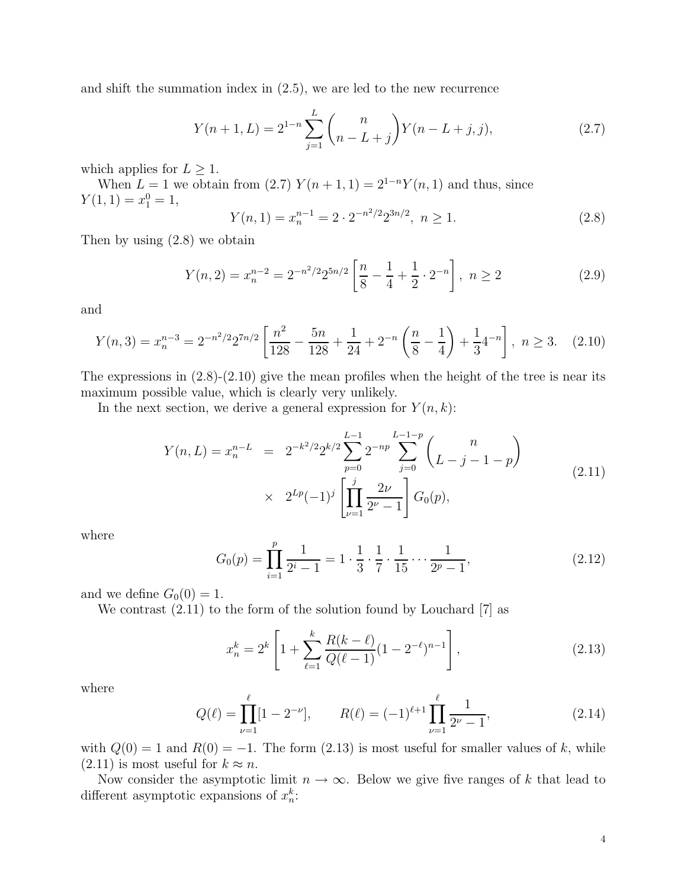and shift the summation index in (2.5), we are led to the new recurrence

$$Y(n+1, L) = 2^{1-n} \sum_{j=1}^{L} \binom{n}{n-L+j} Y(n-L+j, j), \tag{2.7}$$

which applies for $L \geq 1$.

When $L = 1$ we obtain from (2.7) $Y(n+1, 1) = 2^{1-n} Y(n, 1)$ and thus, since $Y(1, 1) = x_1^0 = 1$,

$$Y(n, 1) = x_n^{n-1} = 2 \cdot 2^{-n^2/2} 2^{3n/2}, \ n \geq 1. \tag{2.8}$$

Then by using (2.8) we obtain

$$Y(n, 2) = x_n^{n-2} = 2^{-n^2/2} 2^{5n/2} \left[ \frac{n}{8} - \frac{1}{4} + \frac{1}{2} \cdot 2^{-n} \right], \ n \geq 2 \tag{2.9}$$

and

$$Y(n, 3) = x_n^{n-3} = 2^{-n^2/2} 2^{7n/2} \left[ \frac{n^2}{128} - \frac{5n}{128} + \frac{1}{24} + 2^{-n} \left( \frac{n}{8} - \frac{1}{4} \right) + \frac{1}{3} 4^{-n} \right], \ n \geq 3. \tag{2.10}$$

The expressions in (2.8)-(2.10) give the mean profiles when the height of the tree is near its maximum possible value, which is clearly very unlikely.

In the next section, we derive a general expression for $Y(n, k)$:

$$\begin{aligned} Y(n, L) = x_n^{n-L} &= 2^{-k^2/2} 2^{k/2} \sum_{p=0}^{L-1} 2^{-np} \sum_{j=0}^{L-1-p} \binom{n}{L-j-1-p} \\ &\times \ 2^{Lp} (-1)^j \left[ \prod_{\nu=1}^{j} \frac{2\nu}{2^\nu - 1} \right] G_0(p), \end{aligned} \tag{2.11}$$

where

$$G_0(p) = \prod_{i=1}^{p} \frac{1}{2^i - 1} = 1 \cdot \frac{1}{3} \cdot \frac{1}{7} \cdot \frac{1}{15} \cdots \frac{1}{2^p - 1}, \tag{2.12}$$

and we define $G_0(0) = 1$.

We contrast (2.11) to the form of the solution found by Louchard [7] as

$$x_n^k = 2^k \left[ 1 + \sum_{\ell=1}^{k} \frac{R(k-\ell)}{Q(\ell-1)} (1 - 2^{-\ell})^{n-1} \right], \tag{2.13}$$

where

$$Q(\ell) = \prod_{\nu=1}^{\ell} [1 - 2^{-\nu}], \qquad R(\ell) = (-1)^{\ell+1} \prod_{\nu=1}^{\ell} \frac{1}{2^\nu - 1}, \tag{2.14}$$

with $Q(0) = 1$ and $R(0) = -1$. The form (2.13) is most useful for smaller values of $k$, while (2.11) is most useful for $k \approx n$.

Now consider the asymptotic limit $n \to \infty$. Below we give five ranges of $k$ that lead to different asymptotic expansions of $x_n^k$: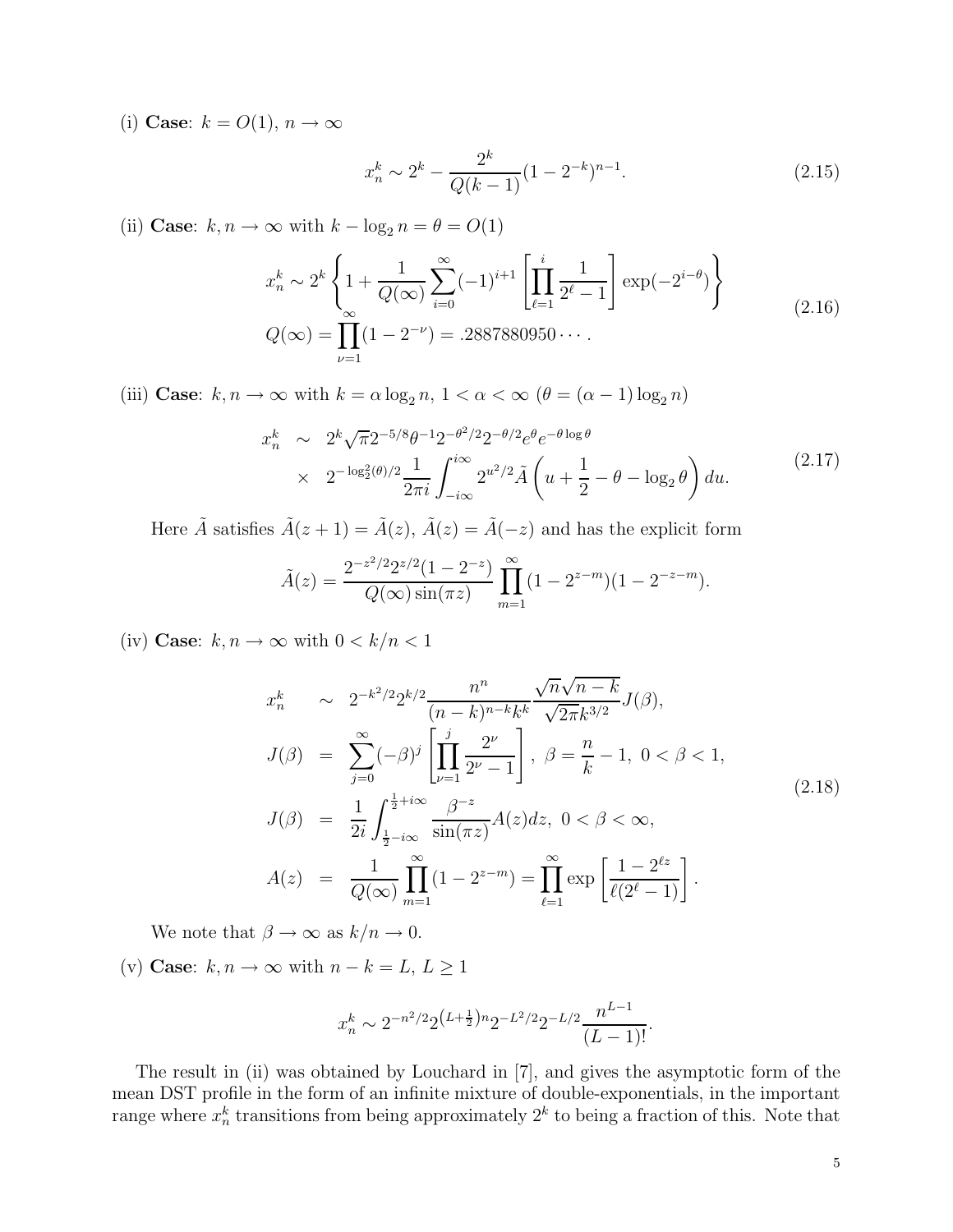(i) **Case**: $k = O(1)$, $n \to \infty$

$$x_n^k \sim 2^k - \frac{2^k}{Q(k-1)}(1-2^{-k})^{n-1}. \tag{2.15}$$

(ii) **Case**: $k, n \to \infty$ with $k - \log_2 n = \theta = O(1)$

$$\begin{aligned} x_n^k &\sim 2^k \left\{ 1 + \frac{1}{Q(\infty)} \sum_{i=0}^{\infty} (-1)^{i+1} \left[ \prod_{\ell=1}^{i} \frac{1}{2^\ell - 1} \right] \exp(-2^{i-\theta}) \right\} \\ Q(\infty) &= \prod_{\nu=1}^{\infty} (1 - 2^{-\nu}) = .2887880950 \cdots . \end{aligned} \tag{2.16}$$

(iii) **Case**: $k, n \to \infty$ with $k = \alpha \log_2 n$, $1 < \alpha < \infty$ ($\theta = (\alpha - 1)\log_2 n$)

$$\begin{aligned} x_n^k &\sim 2^k \sqrt{\pi} 2^{-5/8} \theta^{-1} 2^{-\theta^2/2} 2^{-\theta/2} e^{\theta} e^{-\theta \log \theta} \\ &\times 2^{-\log_2^2(\theta)/2} \frac{1}{2\pi i} \int_{-i\infty}^{i\infty} 2^{u^2/2} \tilde{A}\left(u + \frac{1}{2} - \theta - \log_2 \theta\right) du. \end{aligned} \tag{2.17}$$

Here $\tilde{A}$ satisfies $\tilde{A}(z+1) = \tilde{A}(z)$, $\tilde{A}(z) = \tilde{A}(-z)$ and has the explicit form

$$\tilde{A}(z) = \frac{2^{-z^2/2} 2^{z/2} (1 - 2^{-z})}{Q(\infty) \sin(\pi z)} \prod_{m=1}^{\infty} (1 - 2^{z-m})(1 - 2^{-z-m}).$$

(iv) **Case**: $k, n \to \infty$ with $0 < k/n < 1$

$$\begin{aligned} x_n^k &\sim 2^{-k^2/2} 2^{k/2} \frac{n^n}{(n-k)^{n-k} k^k} \frac{\sqrt{n}\sqrt{n-k}}{\sqrt{2\pi} k^{3/2}} J(\beta), \\ J(\beta) &= \sum_{j=0}^{\infty} (-\beta)^j \left[ \prod_{\nu=1}^{j} \frac{2^\nu}{2^\nu - 1} \right], \ \beta = \frac{n}{k} - 1, \ 0 < \beta < 1, \\ J(\beta) &= \frac{1}{2i} \int_{\frac{1}{2} - i\infty}^{\frac{1}{2} + i\infty} \frac{\beta^{-z}}{\sin(\pi z)} A(z) dz, \ 0 < \beta < \infty, \\ A(z) &= \frac{1}{Q(\infty)} \prod_{m=1}^{\infty} (1 - 2^{z-m}) = \prod_{\ell=1}^{\infty} \exp\left[ \frac{1 - 2^{\ell z}}{\ell(2^\ell - 1)} \right]. \end{aligned} \tag{2.18}$$

We note that $\beta \to \infty$ as $k/n \to 0$.

(v) **Case**: $k, n \to \infty$ with $n - k = L$, $L \geq 1$

$$x_n^k \sim 2^{-n^2/2} 2^{\left(L + \frac{1}{2}\right)n} 2^{-L^2/2} 2^{-L/2} \frac{n^{L-1}}{(L-1)!}.$$

The result in (ii) was obtained by Louchard in [7], and gives the asymptotic form of the mean DST profile in the form of an infinite mixture of double-exponentials, in the important range where $x_n^k$ transitions from being approximately $2^k$ to being a fraction of this. Note that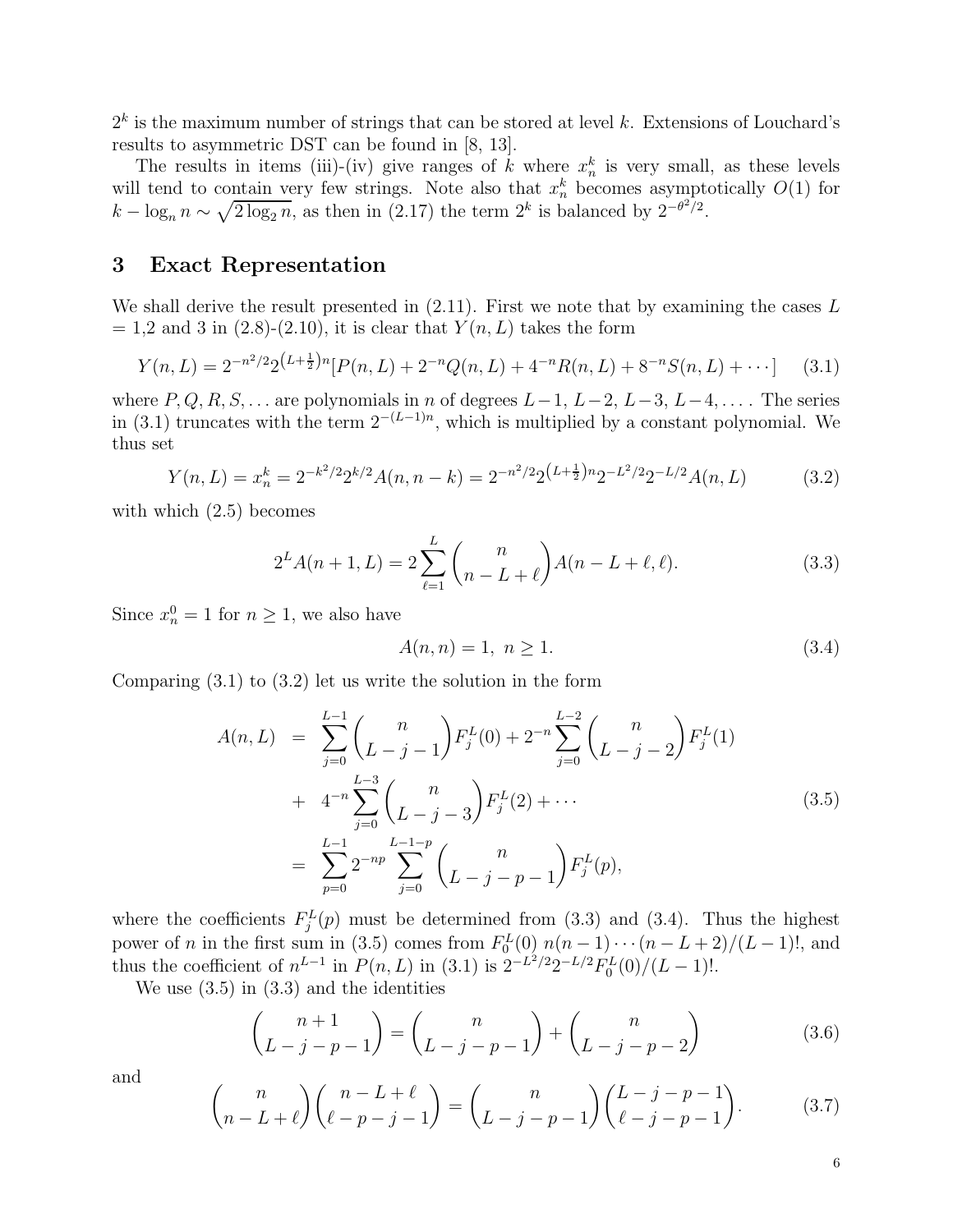$2^k$ is the maximum number of strings that can be stored at level $k$. Extensions of Louchard's results to asymmetric DST can be found in [8, 13].

The results in items (iii)-(iv) give ranges of $k$ where $x_n^k$ is very small, as these levels will tend to contain very few strings. Note also that $x_n^k$ becomes asymptotically $O(1)$ for $k - \log_n n \sim \sqrt{2 \log_2 n}$, as then in (2.17) the term $2^k$ is balanced by $2^{-\theta^2/2}$.

## 3 Exact Representation

We shall derive the result presented in (2.11). First we note that by examining the cases $L$ = 1,2 and 3 in (2.8)-(2.10), it is clear that $Y(n, L)$ takes the form

$$Y(n, L) = 2^{-n^2/2} 2^{\left(L+\frac{1}{2}\right)n} [P(n, L) + 2^{-n} Q(n, L) + 4^{-n} R(n, L) + 8^{-n} S(n, L) + \cdots] \quad (3.1)$$

where $P, Q, R, S, \ldots$ are polynomials in $n$ of degrees $L-1$, $L-2$, $L-3$, $L-4, \ldots$. The series in (3.1) truncates with the term $2^{-(L-1)n}$, which is multiplied by a constant polynomial. We thus set

$$Y(n, L) = x_n^k = 2^{-k^2/2} 2^{k/2} A(n, n-k) = 2^{-n^2/2} 2^{\left(L+\frac{1}{2}\right)n} 2^{-L^2/2} 2^{-L/2} A(n, L) \quad (3.2)$$

with which (2.5) becomes

$$2^L A(n+1, L) = 2 \sum_{\ell=1}^{L} \binom{n}{n-L+\ell} A(n-L+\ell, \ell). \quad (3.3)$$

Since $x_n^0 = 1$ for $n \geq 1$, we also have

$$A(n, n) = 1, \ n \geq 1. \quad (3.4)$$

Comparing (3.1) to (3.2) let us write the solution in the form

$$\begin{aligned} A(n, L) &= \sum_{j=0}^{L-1} \binom{n}{L-j-1} F_j^L(0) + 2^{-n} \sum_{j=0}^{L-2} \binom{n}{L-j-2} F_j^L(1) \\ &+ 4^{-n} \sum_{j=0}^{L-3} \binom{n}{L-j-3} F_j^L(2) + \cdots \\ &= \sum_{p=0}^{L-1} 2^{-np} \sum_{j=0}^{L-1-p} \binom{n}{L-j-p-1} F_j^L(p), \end{aligned} \quad (3.5)$$

where the coefficients $F_j^L(p)$ must be determined from (3.3) and (3.4). Thus the highest power of $n$ in the first sum in (3.5) comes from $F_0^L(0)\ n(n-1)\cdots(n-L+2)/(L-1)!$, and thus the coefficient of $n^{L-1}$ in $P(n, L)$ in (3.1) is $2^{-L^2/2} 2^{-L/2} F_0^L(0)/(L-1)!$.

We use (3.5) in (3.3) and the identities

$$\binom{n+1}{L-j-p-1} = \binom{n}{L-j-p-1} + \binom{n}{L-j-p-2} \quad (3.6)$$

and

$$\binom{n}{n-L+\ell} \binom{n-L+\ell}{\ell-p-j-1} = \binom{n}{L-j-p-1} \binom{L-j-p-1}{\ell-j-p-1}. \quad (3.7)$$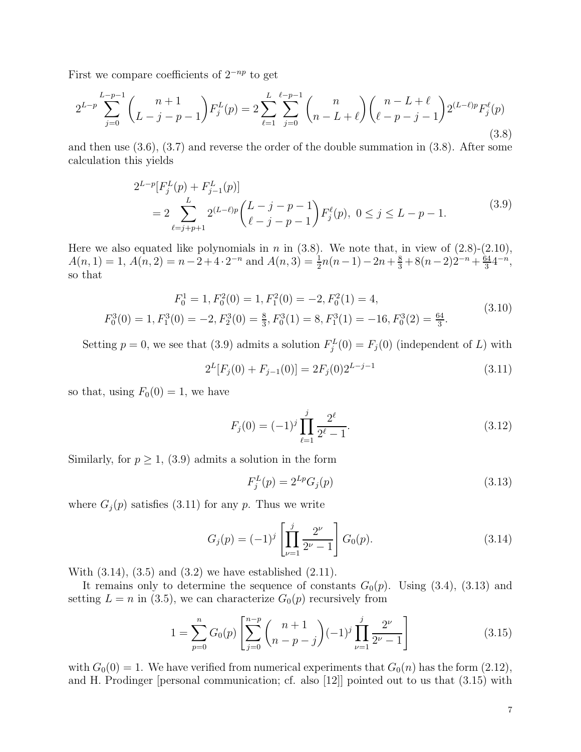First we compare coefficients of $2^{-np}$ to get

$$2^{L-p}\sum_{j=0}^{L-p-1}\binom{n+1}{L-j-p-1}F_j^L(p) = 2\sum_{\ell=1}^{L}\sum_{j=0}^{\ell-p-1}\binom{n}{n-L+\ell}\binom{n-L+\ell}{\ell-p-j-1}2^{(L-\ell)p}F_j^\ell(p) \tag{3.8}$$

and then use (3.6), (3.7) and reverse the order of the double summation in (3.8). After some calculation this yields

$$\begin{aligned}&2^{L-p}[F_j^L(p)+F_{j-1}^L(p)]\\&\quad = 2\sum_{\ell=j+p+1}^{L}2^{(L-\ell)p}\binom{L-j-p-1}{\ell-j-p-1}F_j^\ell(p),\ 0\le j\le L-p-1.\end{aligned} \tag{3.9}$$

Here we also equated like polynomials in $n$ in (3.8). We note that, in view of (2.8)-(2.10), $A(n,1)=1$, $A(n,2)=n-2+4\cdot 2^{-n}$ and $A(n,3)=\frac{1}{2}n(n-1)-2n+\frac{8}{3}+8(n-2)2^{-n}+\frac{64}{3}4^{-n}$, so that

$$\begin{gathered}F_0^1=1, F_0^2(0)=1, F_1^2(0)=-2, F_0^2(1)=4,\\ F_0^3(0)=1, F_1^3(0)=-2, F_2^3(0)=\tfrac{8}{3}, F_0^3(1)=8, F_1^3(1)=-16, F_0^3(2)=\tfrac{64}{3}.\end{gathered} \tag{3.10}$$

Setting $p=0$, we see that (3.9) admits a solution $F_j^L(0)=F_j(0)$ (independent of $L$) with

$$2^L[F_j(0)+F_{j-1}(0)] = 2F_j(0)2^{L-j-1} \tag{3.11}$$

so that, using $F_0(0)=1$, we have

$$F_j(0) = (-1)^j\prod_{\ell=1}^{j}\frac{2^\ell}{2^\ell-1}. \tag{3.12}$$

Similarly, for $p\ge 1$, (3.9) admits a solution in the form

$$F_j^L(p) = 2^{Lp}G_j(p) \tag{3.13}$$

where $G_j(p)$ satisfies (3.11) for any $p$. Thus we write

$$G_j(p) = (-1)^j\left[\prod_{\nu=1}^{j}\frac{2^\nu}{2^\nu-1}\right]G_0(p). \tag{3.14}$$

With (3.14), (3.5) and (3.2) we have established (2.11).

It remains only to determine the sequence of constants $G_0(p)$. Using (3.4), (3.13) and setting $L=n$ in (3.5), we can characterize $G_0(p)$ recursively from

$$1 = \sum_{p=0}^{n}G_0(p)\left[\sum_{j=0}^{n-p}\binom{n+1}{n-p-j}(-1)^j\prod_{\nu=1}^{j}\frac{2^\nu}{2^\nu-1}\right] \tag{3.15}$$

with $G_0(0)=1$. We have verified from numerical experiments that $G_0(n)$ has the form (2.12), and H. Prodinger [personal communication; cf. also [12]] pointed out to us that (3.15) with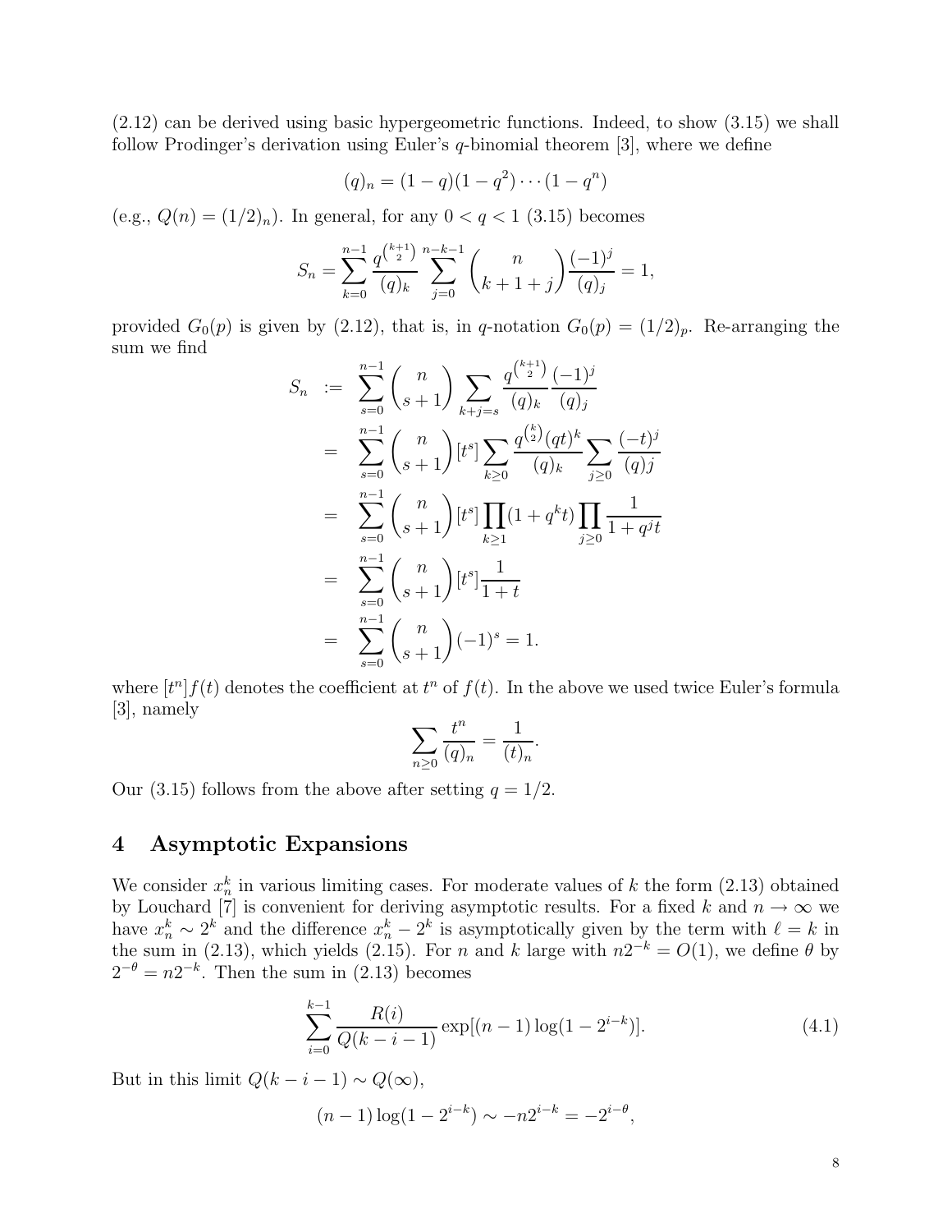(2.12) can be derived using basic hypergeometric functions. Indeed, to show (3.15) we shall follow Prodinger's derivation using Euler's $q$-binomial theorem [3], where we define

$$(q)_n = (1-q)(1-q^2)\cdots(1-q^n)$$

(e.g., $Q(n) = (1/2)_n$). In general, for any $0 < q < 1$ (3.15) becomes

$$S_n = \sum_{k=0}^{n-1} \frac{q^{\binom{k+1}{2}}}{(q)_k} \sum_{j=0}^{n-k-1} \binom{n}{k+1+j} \frac{(-1)^j}{(q)_j} = 1,$$

provided $G_0(p)$ is given by (2.12), that is, in $q$-notation $G_0(p) = (1/2)_p$. Re-arranging the sum we find

$$\begin{aligned}
S_n &:= \sum_{s=0}^{n-1} \binom{n}{s+1} \sum_{k+j=s} \frac{q^{\binom{k+1}{2}}}{(q)_k} \frac{(-1)^j}{(q)_j} \\
&= \sum_{s=0}^{n-1} \binom{n}{s+1} [t^s] \sum_{k\geq 0} \frac{q^{\binom{k}{2}}(qt)^k}{(q)_k} \sum_{j\geq 0} \frac{(-t)^j}{(q)j} \\
&= \sum_{s=0}^{n-1} \binom{n}{s+1} [t^s] \prod_{k\geq 1}(1+q^k t) \prod_{j\geq 0} \frac{1}{1+q^j t} \\
&= \sum_{s=0}^{n-1} \binom{n}{s+1} [t^s] \frac{1}{1+t} \\
&= \sum_{s=0}^{n-1} \binom{n}{s+1} (-1)^s = 1.
\end{aligned}$$

where $[t^n]f(t)$ denotes the coefficient at $t^n$ of $f(t)$. In the above we used twice Euler's formula [3], namely

$$\sum_{n\geq 0} \frac{t^n}{(q)_n} = \frac{1}{(t)_n}.$$

Our (3.15) follows from the above after setting $q = 1/2$.

## 4 Asymptotic Expansions

We consider $x_n^k$ in various limiting cases. For moderate values of $k$ the form (2.13) obtained by Louchard [7] is convenient for deriving asymptotic results. For a fixed $k$ and $n \to \infty$ we have $x_n^k \sim 2^k$ and the difference $x_n^k - 2^k$ is asymptotically given by the term with $\ell = k$ in the sum in (2.13), which yields (2.15). For $n$ and $k$ large with $n2^{-k} = O(1)$, we define $\theta$ by $2^{-\theta} = n2^{-k}$. Then the sum in (2.13) becomes

$$\sum_{i=0}^{k-1} \frac{R(i)}{Q(k-i-1)} \exp[(n-1)\log(1-2^{i-k})]. \tag{4.1}$$

But in this limit $Q(k-i-1) \sim Q(\infty)$,

$$(n-1)\log(1-2^{i-k}) \sim -n2^{i-k} = -2^{i-\theta},$$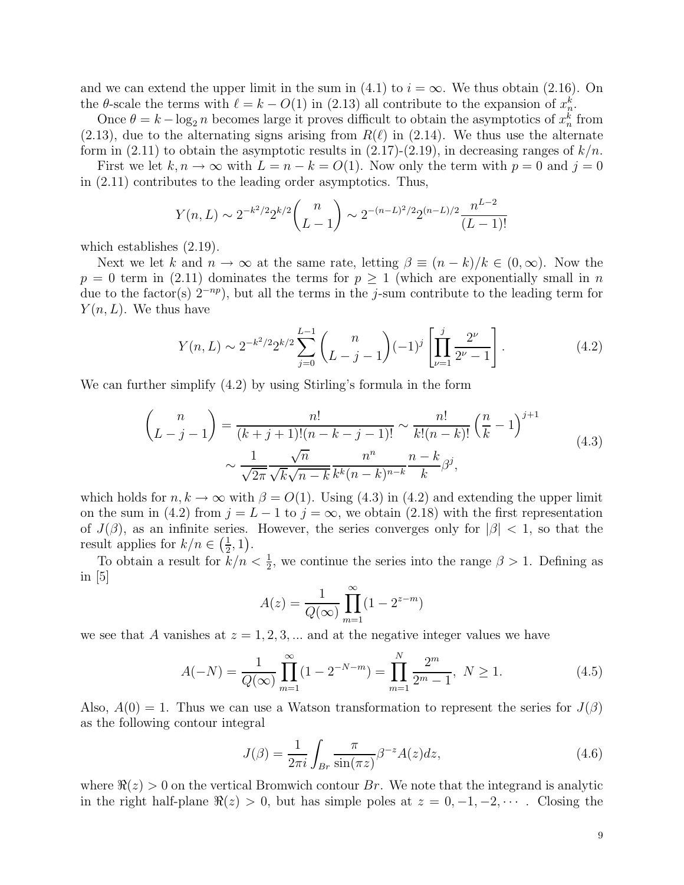and we can extend the upper limit in the sum in (4.1) to $i = \infty$. We thus obtain (2.16). On the $\theta$-scale the terms with $\ell = k - O(1)$ in (2.13) all contribute to the expansion of $x_n^k$.

Once $\theta = k - \log_2 n$ becomes large it proves difficult to obtain the asymptotics of $x_n^k$ from (2.13), due to the alternating signs arising from $R(\ell)$ in (2.14). We thus use the alternate form in (2.11) to obtain the asymptotic results in (2.17)-(2.19), in decreasing ranges of $k/n$.

First we let $k, n \to \infty$ with $L = n - k = O(1)$. Now only the term with $p = 0$ and $j = 0$ in (2.11) contributes to the leading order asymptotics. Thus,

$$Y(n, L) \sim 2^{-k^2/2} 2^{k/2} \binom{n}{L-1} \sim 2^{-(n-L)^2/2} 2^{(n-L)/2} \frac{n^{L-2}}{(L-1)!}$$

which establishes (2.19).

Next we let $k$ and $n \to \infty$ at the same rate, letting $\beta \equiv (n-k)/k \in (0, \infty)$. Now the $p = 0$ term in (2.11) dominates the terms for $p \geq 1$ (which are exponentially small in $n$ due to the factor(s) $2^{-np}$), but all the terms in the $j$-sum contribute to the leading term for $Y(n, L)$. We thus have

$$Y(n, L) \sim 2^{-k^2/2} 2^{k/2} \sum_{j=0}^{L-1} \binom{n}{L-j-1} (-1)^j \left[ \prod_{\nu=1}^{j} \frac{2^\nu}{2^\nu - 1} \right]. \tag{4.2}$$

We can further simplify (4.2) by using Stirling's formula in the form

$$\begin{aligned} \binom{n}{L-j-1} &= \frac{n!}{(k+j+1)!(n-k-j-1)!} \sim \frac{n!}{k!(n-k)!} \left( \frac{n}{k} - 1 \right)^{j+1} \\ &\sim \frac{1}{\sqrt{2\pi}} \frac{\sqrt{n}}{\sqrt{k}\sqrt{n-k}} \frac{n^n}{k^k (n-k)^{n-k}} \frac{n-k}{k} \beta^j, \end{aligned} \tag{4.3}$$

which holds for $n, k \to \infty$ with $\beta = O(1)$. Using (4.3) in (4.2) and extending the upper limit on the sum in (4.2) from $j = L - 1$ to $j = \infty$, we obtain (2.18) with the first representation of $J(\beta)$, as an infinite series. However, the series converges only for $|\beta| < 1$, so that the result applies for $k/n \in \left(\frac{1}{2}, 1\right)$.

To obtain a result for $k/n < \frac{1}{2}$, we continue the series into the range $\beta > 1$. Defining as in [5]

$$A(z) = \frac{1}{Q(\infty)} \prod_{m=1}^{\infty} (1 - 2^{z-m})$$

we see that $A$ vanishes at $z = 1, 2, 3, ...$ and at the negative integer values we have

$$A(-N) = \frac{1}{Q(\infty)} \prod_{m=1}^{\infty} (1 - 2^{-N-m}) = \prod_{m=1}^{N} \frac{2^m}{2^m - 1}, \; N \geq 1. \tag{4.5}$$

Also, $A(0) = 1$. Thus we can use a Watson transformation to represent the series for $J(\beta)$ as the following contour integral

$$J(\beta) = \frac{1}{2\pi i} \int_{Br} \frac{\pi}{\sin(\pi z)} \beta^{-z} A(z) dz, \tag{4.6}$$

where $\Re(z) > 0$ on the vertical Bromwich contour $Br$. We note that the integrand is analytic in the right half-plane $\Re(z) > 0$, but has simple poles at $z = 0, -1, -2, \cdots$. Closing the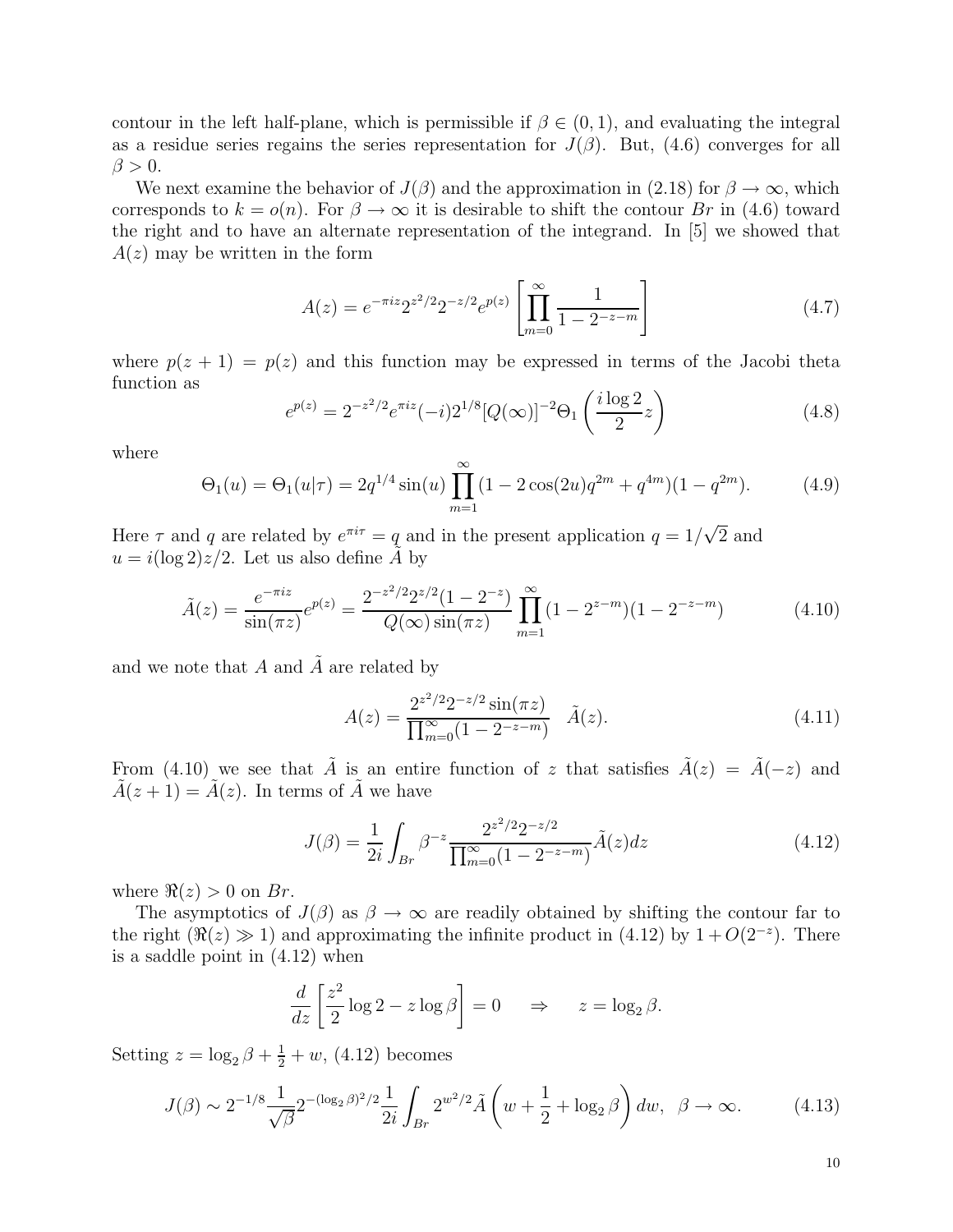contour in the left half-plane, which is permissible if $\beta \in (0,1)$, and evaluating the integral as a residue series regains the series representation for $J(\beta)$. But, (4.6) converges for all $\beta > 0$.

We next examine the behavior of $J(\beta)$ and the approximation in (2.18) for $\beta \to \infty$, which corresponds to $k = o(n)$. For $\beta \to \infty$ it is desirable to shift the contour $Br$ in (4.6) toward the right and to have an alternate representation of the integrand. In [5] we showed that $A(z)$ may be written in the form

$$A(z) = e^{-\pi i z} 2^{z^2/2} 2^{-z/2} e^{p(z)} \left[ \prod_{m=0}^{\infty} \frac{1}{1 - 2^{-z-m}} \right] \tag{4.7}$$

where $p(z+1) = p(z)$ and this function may be expressed in terms of the Jacobi theta function as

$$e^{p(z)} = 2^{-z^2/2} e^{\pi i z} (-i) 2^{1/8} [Q(\infty)]^{-2} \Theta_1 \left( \frac{i \log 2}{2} z \right) \tag{4.8}$$

where

$$\Theta_1(u) = \Theta_1(u|\tau) = 2q^{1/4} \sin(u) \prod_{m=1}^{\infty} (1 - 2\cos(2u) q^{2m} + q^{4m})(1 - q^{2m}). \tag{4.9}$$

Here $\tau$ and $q$ are related by $e^{\pi i \tau} = q$ and in the present application $q = 1/\sqrt{2}$ and $u = i(\log 2) z/2$. Let us also define $\tilde{A}$ by

$$\tilde{A}(z) = \frac{e^{-\pi i z}}{\sin(\pi z)} e^{p(z)} = \frac{2^{-z^2/2} 2^{z/2} (1 - 2^{-z})}{Q(\infty) \sin(\pi z)} \prod_{m=1}^{\infty} (1 - 2^{z-m})(1 - 2^{-z-m}) \tag{4.10}$$

and we note that $A$ and $\tilde{A}$ are related by

$$A(z) = \frac{2^{z^2/2} 2^{-z/2} \sin(\pi z)}{\prod_{m=0}^{\infty} (1 - 2^{-z-m})} \quad \tilde{A}(z). \tag{4.11}$$

From (4.10) we see that $\tilde{A}$ is an entire function of $z$ that satisfies $\tilde{A}(z) = \tilde{A}(-z)$ and $\tilde{A}(z+1) = \tilde{A}(z)$. In terms of $\tilde{A}$ we have

$$J(\beta) = \frac{1}{2i} \int_{Br} \beta^{-z} \frac{2^{z^2/2} 2^{-z/2}}{\prod_{m=0}^{\infty} (1 - 2^{-z-m})} \tilde{A}(z) dz \tag{4.12}$$

where $\Re(z) > 0$ on $Br$.

The asymptotics of $J(\beta)$ as $\beta \to \infty$ are readily obtained by shifting the contour far to the right ($\Re(z) \gg 1$) and approximating the infinite product in (4.12) by $1 + O(2^{-z})$. There is a saddle point in (4.12) when

$$\frac{d}{dz} \left[ \frac{z^2}{2} \log 2 - z \log \beta \right] = 0 \quad \Rightarrow \quad z = \log_2 \beta.$$

Setting $z = \log_2 \beta + \frac{1}{2} + w$, (4.12) becomes

$$J(\beta) \sim 2^{-1/8} \frac{1}{\sqrt{\beta}} 2^{-(\log_2 \beta)^2/2} \frac{1}{2i} \int_{Br} 2^{w^2/2} \tilde{A} \left( w + \frac{1}{2} + \log_2 \beta \right) dw, \quad \beta \to \infty. \tag{4.13}$$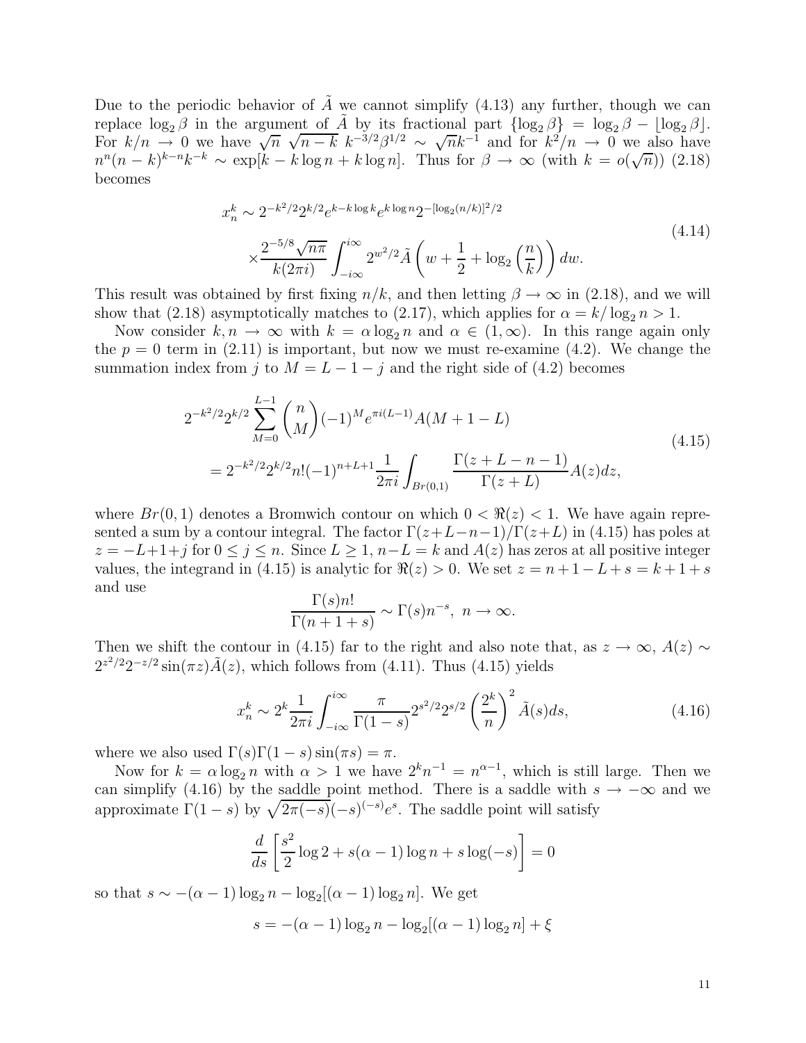Due to the periodic behavior of $\tilde{A}$ we cannot simplify (4.13) any further, though we can replace $\log_2 \beta$ in the argument of $\tilde{A}$ by its fractional part $\{\log_2 \beta\} = \log_2 \beta - \lfloor \log_2 \beta \rfloor$. For $k/n \to 0$ we have $\sqrt{n}\ \sqrt{n-k}\ k^{-3/2}\beta^{1/2} \sim \sqrt{n}k^{-1}$ and for $k^2/n \to 0$ we also have $n^n(n-k)^{k-n}k^{-k} \sim \exp[k - k\log n + k\log n]$. Thus for $\beta \to \infty$ (with $k = o(\sqrt{n})$) (2.18) becomes

$$
\begin{aligned}
x_n^k \sim\ & 2^{-k^2/2}2^{k/2}e^{k-k\log k}e^{k\log n}2^{-[\log_2(n/k)]^2/2} \\
& \times \frac{2^{-5/8}\sqrt{n\pi}}{k(2\pi i)}\int_{-i\infty}^{i\infty} 2^{w^2/2}\tilde{A}\left(w + \frac{1}{2} + \log_2\left(\frac{n}{k}\right)\right)dw.
\end{aligned}
\tag{4.14}
$$

This result was obtained by first fixing $n/k$, and then letting $\beta \to \infty$ in (2.18), and we will show that (2.18) asymptotically matches to (2.17), which applies for $\alpha = k/\log_2 n > 1$.

Now consider $k, n \to \infty$ with $k = \alpha \log_2 n$ and $\alpha \in (1, \infty)$. In this range again only the $p = 0$ term in (2.11) is important, but now we must re-examine (4.2). We change the summation index from $j$ to $M = L - 1 - j$ and the right side of (4.2) becomes

$$
\begin{aligned}
& 2^{-k^2/2}2^{k/2}\sum_{M=0}^{L-1}\binom{n}{M}(-1)^M e^{\pi i(L-1)}A(M+1-L) \\
&= 2^{-k^2/2}2^{k/2}n!(-1)^{n+L+1}\frac{1}{2\pi i}\int_{Br(0,1)}\frac{\Gamma(z+L-n-1)}{\Gamma(z+L)}A(z)dz,
\end{aligned}
\tag{4.15}
$$

where $Br(0,1)$ denotes a Bromwich contour on which $0 < \Re(z) < 1$. We have again represented a sum by a contour integral. The factor $\Gamma(z+L-n-1)/\Gamma(z+L)$ in (4.15) has poles at $z = -L+1+j$ for $0 \le j \le n$. Since $L \ge 1$, $n - L = k$ and $A(z)$ has zeros at all positive integer values, the integrand in (4.15) is analytic for $\Re(z) > 0$. We set $z = n + 1 - L + s = k + 1 + s$ and use

$$
\frac{\Gamma(s)n!}{\Gamma(n+1+s)} \sim \Gamma(s)n^{-s},\ n \to \infty.
$$

Then we shift the contour in (4.15) far to the right and also note that, as $z \to \infty$, $A(z) \sim 2^{z^2/2}2^{-z/2}\sin(\pi z)\tilde{A}(z)$, which follows from (4.11). Thus (4.15) yields

$$
x_n^k \sim 2^k \frac{1}{2\pi i}\int_{-i\infty}^{i\infty}\frac{\pi}{\Gamma(1-s)}2^{s^2/2}2^{s/2}\left(\frac{2^k}{n}\right)^2\tilde{A}(s)ds,
\tag{4.16}
$$

where we also used $\Gamma(s)\Gamma(1-s)\sin(\pi s) = \pi$.

Now for $k = \alpha \log_2 n$ with $\alpha > 1$ we have $2^k n^{-1} = n^{\alpha - 1}$, which is still large. Then we can simplify (4.16) by the saddle point method. There is a saddle with $s \to -\infty$ and we approximate $\Gamma(1-s)$ by $\sqrt{2\pi(-s)}(-s)^{(-s)}e^s$. The saddle point will satisfy

$$
\frac{d}{ds}\left[\frac{s^2}{2}\log 2 + s(\alpha - 1)\log n + s\log(-s)\right] = 0
$$

so that $s \sim -(\alpha - 1)\log_2 n - \log_2[(\alpha - 1)\log_2 n]$. We get

$$
s = -(\alpha - 1)\log_2 n - \log_2[(\alpha - 1)\log_2 n] + \xi
$$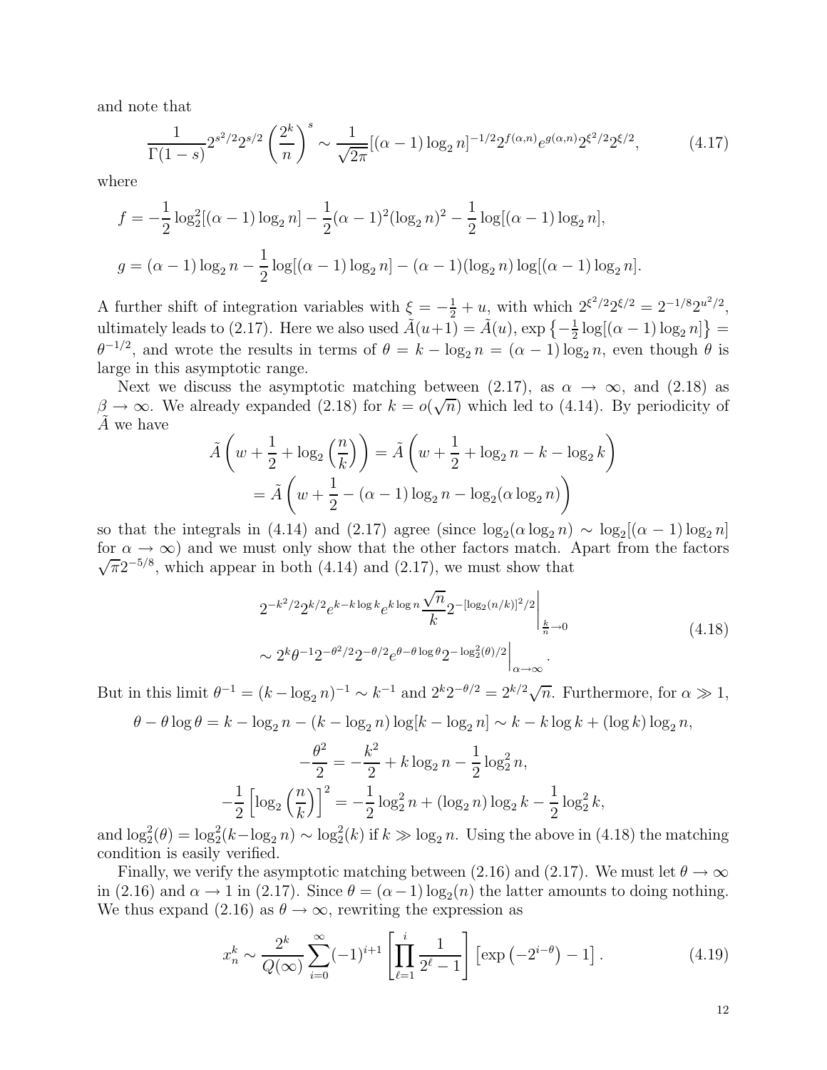and note that

$$\frac{1}{\Gamma(1-s)} 2^{s^2/2} 2^{s/2} \left(\frac{2^k}{n}\right)^s \sim \frac{1}{\sqrt{2\pi}} [(\alpha-1)\log_2 n]^{-1/2} 2^{f(\alpha,n)} e^{g(\alpha,n)} 2^{\xi^2/2} 2^{\xi/2}, \tag{4.17}$$

where

$$f = -\frac{1}{2}\log_2^2[(\alpha-1)\log_2 n] - \frac{1}{2}(\alpha-1)^2(\log_2 n)^2 - \frac{1}{2}\log[(\alpha-1)\log_2 n],$$

$$g = (\alpha-1)\log_2 n - \frac{1}{2}\log[(\alpha-1)\log_2 n] - (\alpha-1)(\log_2 n)\log[(\alpha-1)\log_2 n].$$

A further shift of integration variables with $\xi = -\frac{1}{2} + u$, with which $2^{\xi^2/2}2^{\xi/2} = 2^{-1/8}2^{u^2/2}$, ultimately leads to (2.17). Here we also used $\tilde{A}(u+1) = \tilde{A}(u)$, $\exp\left\{-\frac{1}{2}\log[(\alpha-1)\log_2 n]\right\} = \theta^{-1/2}$, and wrote the results in terms of $\theta = k - \log_2 n = (\alpha-1)\log_2 n$, even though $\theta$ is large in this asymptotic range.

Next we discuss the asymptotic matching between (2.17), as $\alpha \to \infty$, and (2.18) as $\beta \to \infty$. We already expanded (2.18) for $k = o(\sqrt{n})$ which led to (4.14). By periodicity of $\tilde{A}$ we have

$$\begin{aligned}
\tilde{A}\left(w + \frac{1}{2} + \log_2\left(\frac{n}{k}\right)\right) &= \tilde{A}\left(w + \frac{1}{2} + \log_2 n - k - \log_2 k\right) \\
&= \tilde{A}\left(w + \frac{1}{2} - (\alpha-1)\log_2 n - \log_2(\alpha \log_2 n)\right)
\end{aligned}$$

so that the integrals in (4.14) and (2.17) agree (since $\log_2(\alpha\log_2 n) \sim \log_2[(\alpha-1)\log_2 n]$ for $\alpha \to \infty$) and we must only show that the other factors match. Apart from the factors $\sqrt{\pi}2^{-5/8}$, which appear in both (4.14) and (2.17), we must show that

$$\begin{aligned}
&2^{-k^2/2}2^{k/2}e^{k-k\log k}e^{k\log n}\frac{\sqrt{n}}{k}2^{-[\log_2(n/k)]^2/2}\bigg|_{\frac{k}{n}\to 0} \\
&\sim 2^k\theta^{-1}2^{-\theta^2/2}2^{-\theta/2}e^{\theta-\theta\log\theta}2^{-\log_2^2(\theta)/2}\bigg|_{\alpha\to\infty}.
\end{aligned} \tag{4.18}$$

But in this limit $\theta^{-1} = (k - \log_2 n)^{-1} \sim k^{-1}$ and $2^k 2^{-\theta/2} = 2^{k/2}\sqrt{n}$. Furthermore, for $\alpha \gg 1$,

$$\theta - \theta\log\theta = k - \log_2 n - (k - \log_2 n)\log[k - \log_2 n] \sim k - k\log k + (\log k)\log_2 n,$$

$$-\frac{\theta^2}{2} = -\frac{k^2}{2} + k\log_2 n - \frac{1}{2}\log_2^2 n,$$

$$-\frac{1}{2}\left[\log_2\left(\frac{n}{k}\right)\right]^2 = -\frac{1}{2}\log_2^2 n + (\log_2 n)\log_2 k - \frac{1}{2}\log_2^2 k,$$

and $\log_2^2(\theta) = \log_2^2(k - \log_2 n) \sim \log_2^2(k)$ if $k \gg \log_2 n$. Using the above in (4.18) the matching condition is easily verified.

Finally, we verify the asymptotic matching between (2.16) and (2.17). We must let $\theta \to \infty$ in (2.16) and $\alpha \to 1$ in (2.17). Since $\theta = (\alpha-1)\log_2(n)$ the latter amounts to doing nothing. We thus expand (2.16) as $\theta \to \infty$, rewriting the expression as

$$x_n^k \sim \frac{2^k}{Q(\infty)} \sum_{i=0}^{\infty} (-1)^{i+1} \left[\prod_{\ell=1}^{i} \frac{1}{2^\ell - 1}\right] \left[\exp\left(-2^{i-\theta}\right) - 1\right]. \tag{4.19}$$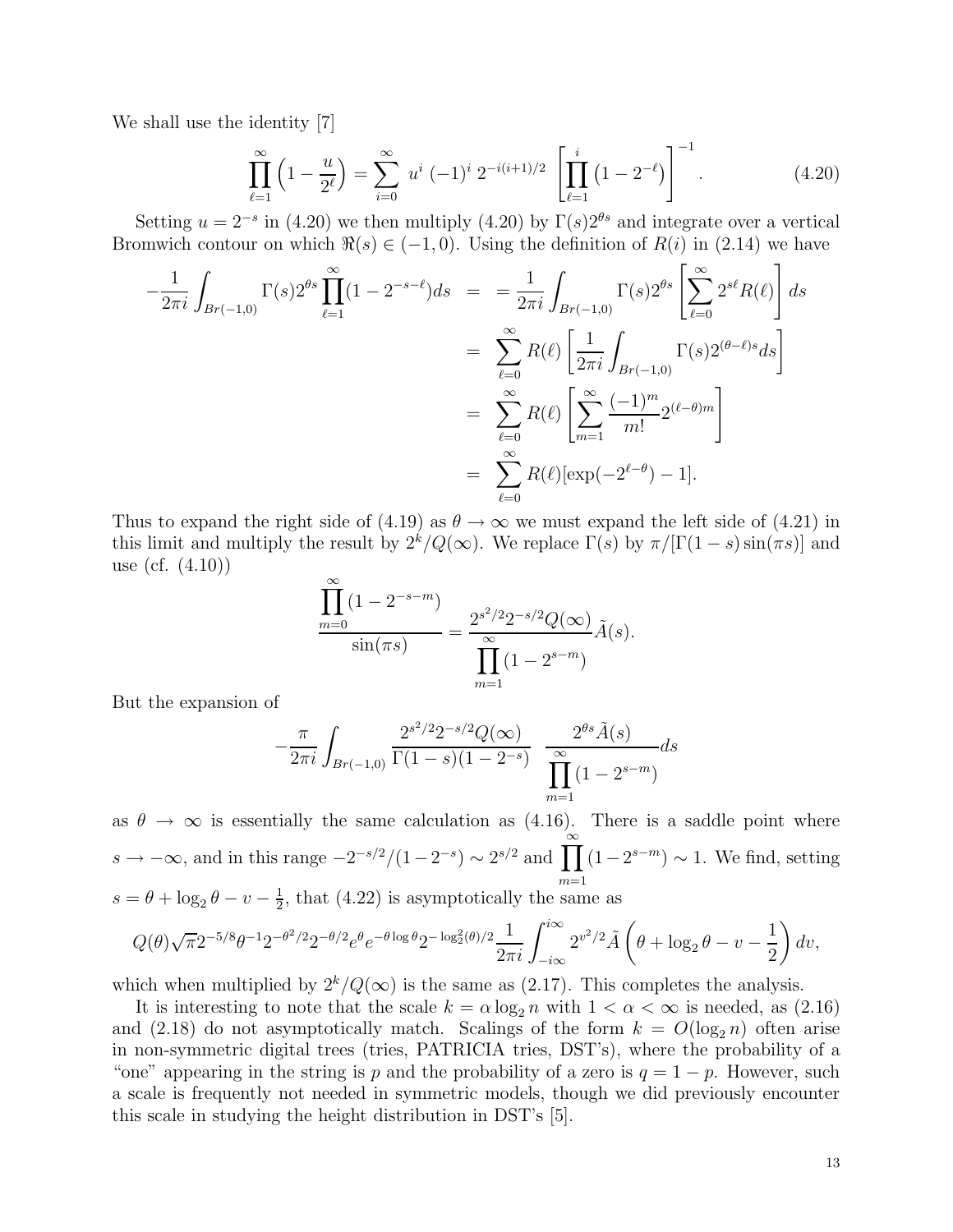We shall use the identity [7]

$$\prod_{\ell=1}^{\infty}\left(1-\frac{u}{2^\ell}\right)=\sum_{i=0}^{\infty}\ u^i\ (-1)^i\ 2^{-i(i+1)/2}\ \left[\prod_{\ell=1}^{i}\left(1-2^{-\ell}\right)\right]^{-1}. \tag{4.20}$$

Setting $u=2^{-s}$ in (4.20) we then multiply (4.20) by $\Gamma(s)2^{\theta s}$ and integrate over a vertical Bromwich contour on which $\Re(s)\in(-1,0)$. Using the definition of $R(i)$ in (2.14) we have

$$\begin{aligned}
-\frac{1}{2\pi i}\int_{Br(-1,0)}\Gamma(s)2^{\theta s}\prod_{\ell=1}^{\infty}(1-2^{-s-\ell})ds &= = \frac{1}{2\pi i}\int_{Br(-1,0)}\Gamma(s)2^{\theta s}\left[\sum_{\ell=0}^{\infty}2^{s\ell}R(\ell)\right]ds \\
&= \sum_{\ell=0}^{\infty}R(\ell)\left[\frac{1}{2\pi i}\int_{Br(-1,0)}\Gamma(s)2^{(\theta-\ell)s}ds\right] \\
&= \sum_{\ell=0}^{\infty}R(\ell)\left[\sum_{m=1}^{\infty}\frac{(-1)^m}{m!}2^{(\ell-\theta)m}\right] \\
&= \sum_{\ell=0}^{\infty}R(\ell)[\exp(-2^{\ell-\theta})-1].
\end{aligned}$$

Thus to expand the right side of (4.19) as $\theta\to\infty$ we must expand the left side of (4.21) in this limit and multiply the result by $2^k/Q(\infty)$. We replace $\Gamma(s)$ by $\pi/[\Gamma(1-s)\sin(\pi s)]$ and use (cf. (4.10))

$$\frac{\prod_{m=0}^{\infty}(1-2^{-s-m})}{\sin(\pi s)}=\frac{2^{s^2/2}2^{-s/2}Q(\infty)}{\prod_{m=1}^{\infty}(1-2^{s-m})}\tilde{A}(s).$$

But the expansion of

$$-\frac{\pi}{2\pi i}\int_{Br(-1,0)}\frac{2^{s^2/2}2^{-s/2}Q(\infty)}{\Gamma(1-s)(1-2^{-s})}\ \ \frac{2^{\theta s}\tilde{A}(s)}{\prod_{m=1}^{\infty}(1-2^{s-m})}ds$$

as $\theta\to\infty$ is essentially the same calculation as (4.16). There is a saddle point where $s\to-\infty$, and in this range $-2^{-s/2}/(1-2^{-s})\sim 2^{s/2}$ and $\prod_{m=1}^{\infty}(1-2^{s-m})\sim 1$. We find, setting $s=\theta+\log_2\theta-v-\frac{1}{2}$, that (4.22) is asymptotically the same as

$$Q(\theta)\sqrt{\pi}2^{-5/8}\theta^{-1}2^{-\theta^2/2}2^{-\theta/2}e^{\theta}e^{-\theta\log\theta}2^{-\log_2^2(\theta)/2}\frac{1}{2\pi i}\int_{-i\infty}^{i\infty}2^{v^2/2}\tilde{A}\left(\theta+\log_2\theta-v-\frac{1}{2}\right)dv,$$

which when multiplied by $2^k/Q(\infty)$ is the same as (2.17). This completes the analysis.

It is interesting to note that the scale $k=\alpha\log_2 n$ with $1<\alpha<\infty$ is needed, as (2.16) and (2.18) do not asymptotically match. Scalings of the form $k=O(\log_2 n)$ often arise in non-symmetric digital trees (tries, PATRICIA tries, DST's), where the probability of a "one" appearing in the string is $p$ and the probability of a zero is $q=1-p$. However, such a scale is frequently not needed in symmetric models, though we did previously encounter this scale in studying the height distribution in DST's [5].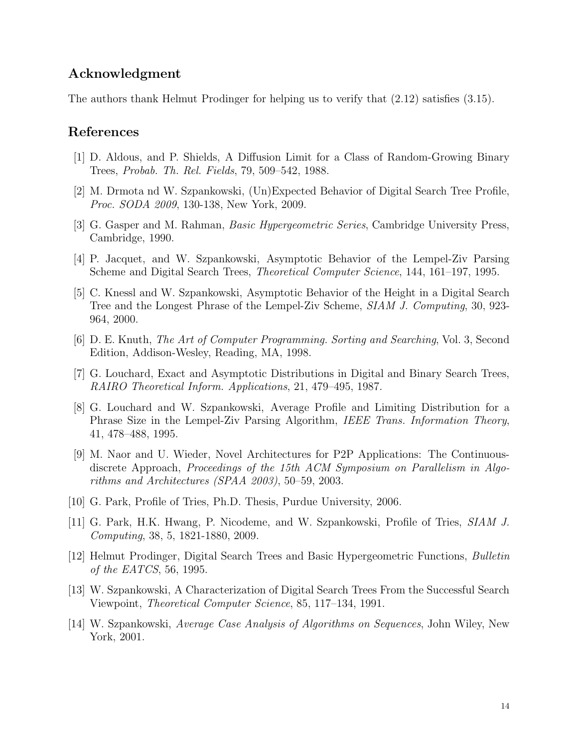## Acknowledgment

The authors thank Helmut Prodinger for helping us to verify that (2.12) satisfies (3.15).

## References

[1] D. Aldous, and P. Shields, A Diffusion Limit for a Class of Random-Growing Binary Trees, *Probab. Th. Rel. Fields*, 79, 509–542, 1988.

[2] M. Drmota nd W. Szpankowski, (Un)Expected Behavior of Digital Search Tree Profile, *Proc. SODA 2009*, 130-138, New York, 2009.

[3] G. Gasper and M. Rahman, *Basic Hypergeometric Series*, Cambridge University Press, Cambridge, 1990.

[4] P. Jacquet, and W. Szpankowski, Asymptotic Behavior of the Lempel-Ziv Parsing Scheme and Digital Search Trees, *Theoretical Computer Science*, 144, 161–197, 1995.

[5] C. Knessl and W. Szpankowski, Asymptotic Behavior of the Height in a Digital Search Tree and the Longest Phrase of the Lempel-Ziv Scheme, *SIAM J. Computing*, 30, 923-964, 2000.

[6] D. E. Knuth, *The Art of Computer Programming. Sorting and Searching*, Vol. 3, Second Edition, Addison-Wesley, Reading, MA, 1998.

[7] G. Louchard, Exact and Asymptotic Distributions in Digital and Binary Search Trees, *RAIRO Theoretical Inform. Applications*, 21, 479–495, 1987.

[8] G. Louchard and W. Szpankowski, Average Profile and Limiting Distribution for a Phrase Size in the Lempel-Ziv Parsing Algorithm, *IEEE Trans. Information Theory*, 41, 478–488, 1995.

[9] M. Naor and U. Wieder, Novel Architectures for P2P Applications: The Continuous-discrete Approach, *Proceedings of the 15th ACM Symposium on Parallelism in Algorithms and Architectures (SPAA 2003)*, 50–59, 2003.

[10] G. Park, Profile of Tries, Ph.D. Thesis, Purdue University, 2006.

[11] G. Park, H.K. Hwang, P. Nicodeme, and W. Szpankowski, Profile of Tries, *SIAM J. Computing*, 38, 5, 1821-1880, 2009.

[12] Helmut Prodinger, Digital Search Trees and Basic Hypergeometric Functions, *Bulletin of the EATCS*, 56, 1995.

[13] W. Szpankowski, A Characterization of Digital Search Trees From the Successful Search Viewpoint, *Theoretical Computer Science*, 85, 117–134, 1991.

[14] W. Szpankowski, *Average Case Analysis of Algorithms on Sequences*, John Wiley, New York, 2001.